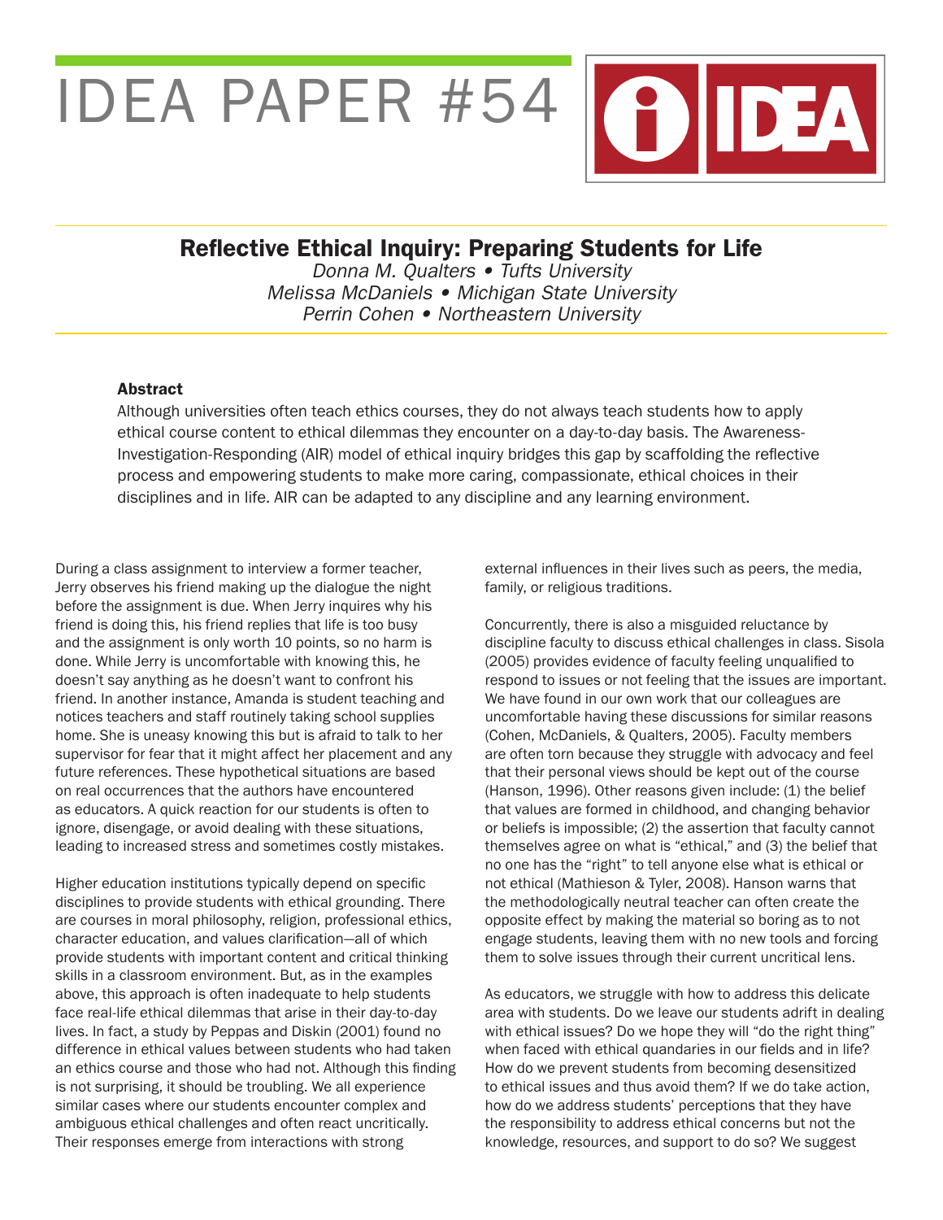# IDEA PAPER #54

## Reflective Ethical Inquiry: Preparing Students for Life

*Donna M. Qualters • Tufts University*
*Melissa McDaniels • Michigan State University*
*Perrin Cohen • Northeastern University*

### Abstract

Although universities often teach ethics courses, they do not always teach students how to apply ethical course content to ethical dilemmas they encounter on a day-to-day basis. The Awareness-Investigation-Responding (AIR) model of ethical inquiry bridges this gap by scaffolding the reflective process and empowering students to make more caring, compassionate, ethical choices in their disciplines and in life. AIR can be adapted to any discipline and any learning environment.

During a class assignment to interview a former teacher, Jerry observes his friend making up the dialogue the night before the assignment is due. When Jerry inquires why his friend is doing this, his friend replies that life is too busy and the assignment is only worth 10 points, so no harm is done. While Jerry is uncomfortable with knowing this, he doesn't say anything as he doesn't want to confront his friend. In another instance, Amanda is student teaching and notices teachers and staff routinely taking school supplies home. She is uneasy knowing this but is afraid to talk to her supervisor for fear that it might affect her placement and any future references. These hypothetical situations are based on real occurrences that the authors have encountered as educators. A quick reaction for our students is often to ignore, disengage, or avoid dealing with these situations, leading to increased stress and sometimes costly mistakes.

Higher education institutions typically depend on specific disciplines to provide students with ethical grounding. There are courses in moral philosophy, religion, professional ethics, character education, and values clarification—all of which provide students with important content and critical thinking skills in a classroom environment. But, as in the examples above, this approach is often inadequate to help students face real-life ethical dilemmas that arise in their day-to-day lives. In fact, a study by Peppas and Diskin (2001) found no difference in ethical values between students who had taken an ethics course and those who had not. Although this finding is not surprising, it should be troubling. We all experience similar cases where our students encounter complex and ambiguous ethical challenges and often react uncritically. Their responses emerge from interactions with strong external influences in their lives such as peers, the media, family, or religious traditions.

Concurrently, there is also a misguided reluctance by discipline faculty to discuss ethical challenges in class. Sisola (2005) provides evidence of faculty feeling unqualified to respond to issues or not feeling that the issues are important. We have found in our own work that our colleagues are uncomfortable having these discussions for similar reasons (Cohen, McDaniels, & Qualters, 2005). Faculty members are often torn because they struggle with advocacy and feel that their personal views should be kept out of the course (Hanson, 1996). Other reasons given include: (1) the belief that values are formed in childhood, and changing behavior or beliefs is impossible; (2) the assertion that faculty cannot themselves agree on what is "ethical," and (3) the belief that no one has the "right" to tell anyone else what is ethical or not ethical (Mathieson & Tyler, 2008). Hanson warns that the methodologically neutral teacher can often create the opposite effect by making the material so boring as to not engage students, leaving them with no new tools and forcing them to solve issues through their current uncritical lens.

As educators, we struggle with how to address this delicate area with students. Do we leave our students adrift in dealing with ethical issues? Do we hope they will "do the right thing" when faced with ethical quandaries in our fields and in life? How do we prevent students from becoming desensitized to ethical issues and thus avoid them? If we do take action, how do we address students' perceptions that they have the responsibility to address ethical concerns but not the knowledge, resources, and support to do so? We suggest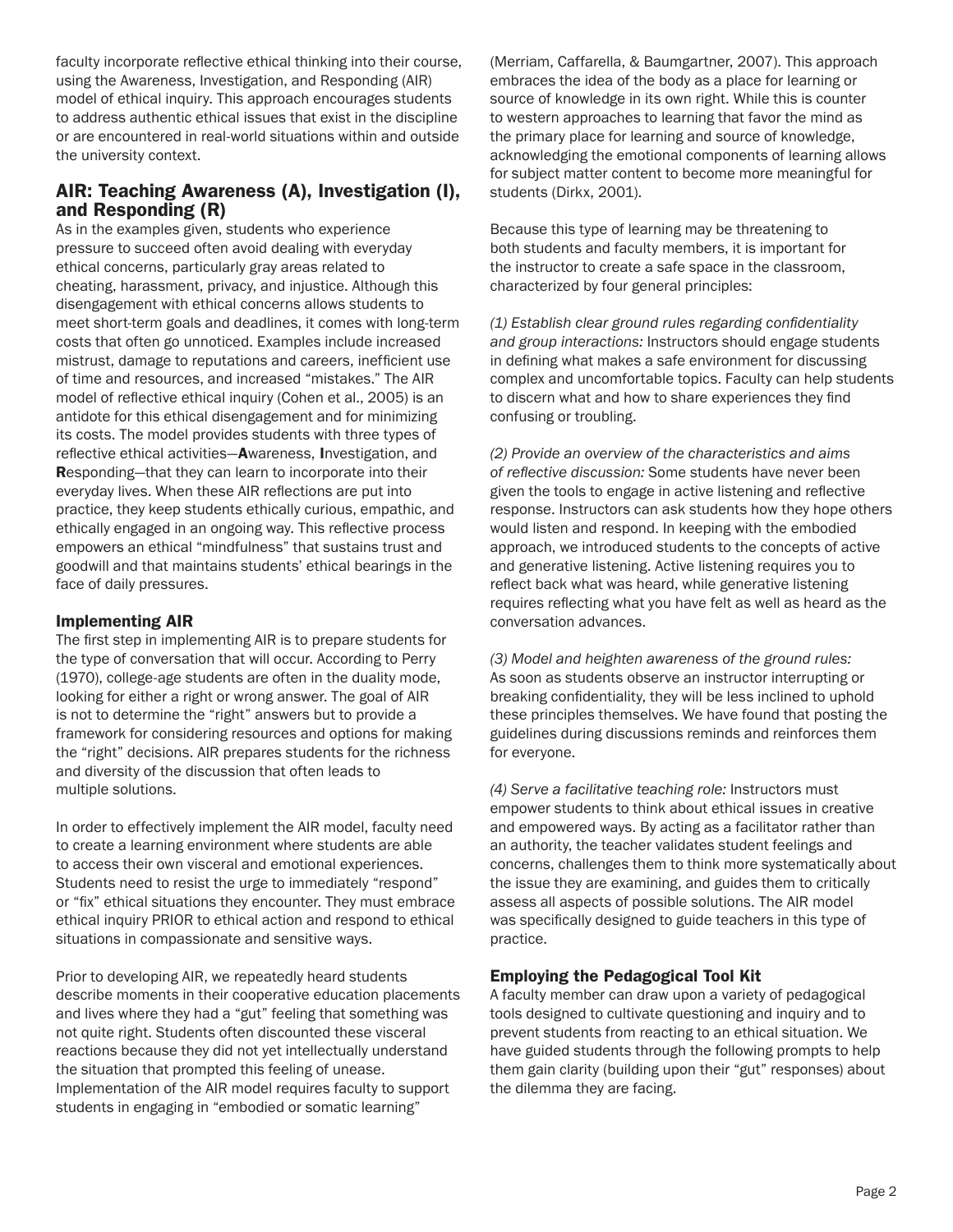faculty incorporate reflective ethical thinking into their course, using the Awareness, Investigation, and Responding (AIR) model of ethical inquiry. This approach encourages students to address authentic ethical issues that exist in the discipline or are encountered in real-world situations within and outside the university context.

## AIR: Teaching Awareness (A), Investigation (I), and Responding (R)

As in the examples given, students who experience pressure to succeed often avoid dealing with everyday ethical concerns, particularly gray areas related to cheating, harassment, privacy, and injustice. Although this disengagement with ethical concerns allows students to meet short-term goals and deadlines, it comes with long-term costs that often go unnoticed. Examples include increased mistrust, damage to reputations and careers, inefficient use of time and resources, and increased "mistakes." The AIR model of reflective ethical inquiry (Cohen et al., 2005) is an antidote for this ethical disengagement and for minimizing its costs. The model provides students with three types of reflective ethical activities—**A**wareness, **I**nvestigation, and **R**esponding—that they can learn to incorporate into their everyday lives. When these AIR reflections are put into practice, they keep students ethically curious, empathic, and ethically engaged in an ongoing way. This reflective process empowers an ethical "mindfulness" that sustains trust and goodwill and that maintains students' ethical bearings in the face of daily pressures.

### Implementing AIR

The first step in implementing AIR is to prepare students for the type of conversation that will occur. According to Perry (1970), college-age students are often in the duality mode, looking for either a right or wrong answer. The goal of AIR is not to determine the "right" answers but to provide a framework for considering resources and options for making the "right" decisions. AIR prepares students for the richness and diversity of the discussion that often leads to multiple solutions.

In order to effectively implement the AIR model, faculty need to create a learning environment where students are able to access their own visceral and emotional experiences. Students need to resist the urge to immediately "respond" or "fix" ethical situations they encounter. They must embrace ethical inquiry PRIOR to ethical action and respond to ethical situations in compassionate and sensitive ways.

Prior to developing AIR, we repeatedly heard students describe moments in their cooperative education placements and lives where they had a "gut" feeling that something was not quite right. Students often discounted these visceral reactions because they did not yet intellectually understand the situation that prompted this feeling of unease. Implementation of the AIR model requires faculty to support students in engaging in "embodied or somatic learning" (Merriam, Caffarella, & Baumgartner, 2007). This approach embraces the idea of the body as a place for learning or source of knowledge in its own right. While this is counter to western approaches to learning that favor the mind as the primary place for learning and source of knowledge, acknowledging the emotional components of learning allows for subject matter content to become more meaningful for students (Dirkx, 2001).

Because this type of learning may be threatening to both students and faculty members, it is important for the instructor to create a safe space in the classroom, characterized by four general principles:

*(1) Establish clear ground rules regarding confidentiality and group interactions:* Instructors should engage students in defining what makes a safe environment for discussing complex and uncomfortable topics. Faculty can help students to discern what and how to share experiences they find confusing or troubling.

*(2) Provide an overview of the characteristics and aims of reflective discussion:* Some students have never been given the tools to engage in active listening and reflective response. Instructors can ask students how they hope others would listen and respond. In keeping with the embodied approach, we introduced students to the concepts of active and generative listening. Active listening requires you to reflect back what was heard, while generative listening requires reflecting what you have felt as well as heard as the conversation advances.

*(3) Model and heighten awareness of the ground rules:* As soon as students observe an instructor interrupting or breaking confidentiality, they will be less inclined to uphold these principles themselves. We have found that posting the guidelines during discussions reminds and reinforces them for everyone.

*(4) Serve a facilitative teaching role:* Instructors must empower students to think about ethical issues in creative and empowered ways. By acting as a facilitator rather than an authority, the teacher validates student feelings and concerns, challenges them to think more systematically about the issue they are examining, and guides them to critically assess all aspects of possible solutions. The AIR model was specifically designed to guide teachers in this type of practice.

### Employing the Pedagogical Tool Kit

A faculty member can draw upon a variety of pedagogical tools designed to cultivate questioning and inquiry and to prevent students from reacting to an ethical situation. We have guided students through the following prompts to help them gain clarity (building upon their "gut" responses) about the dilemma they are facing.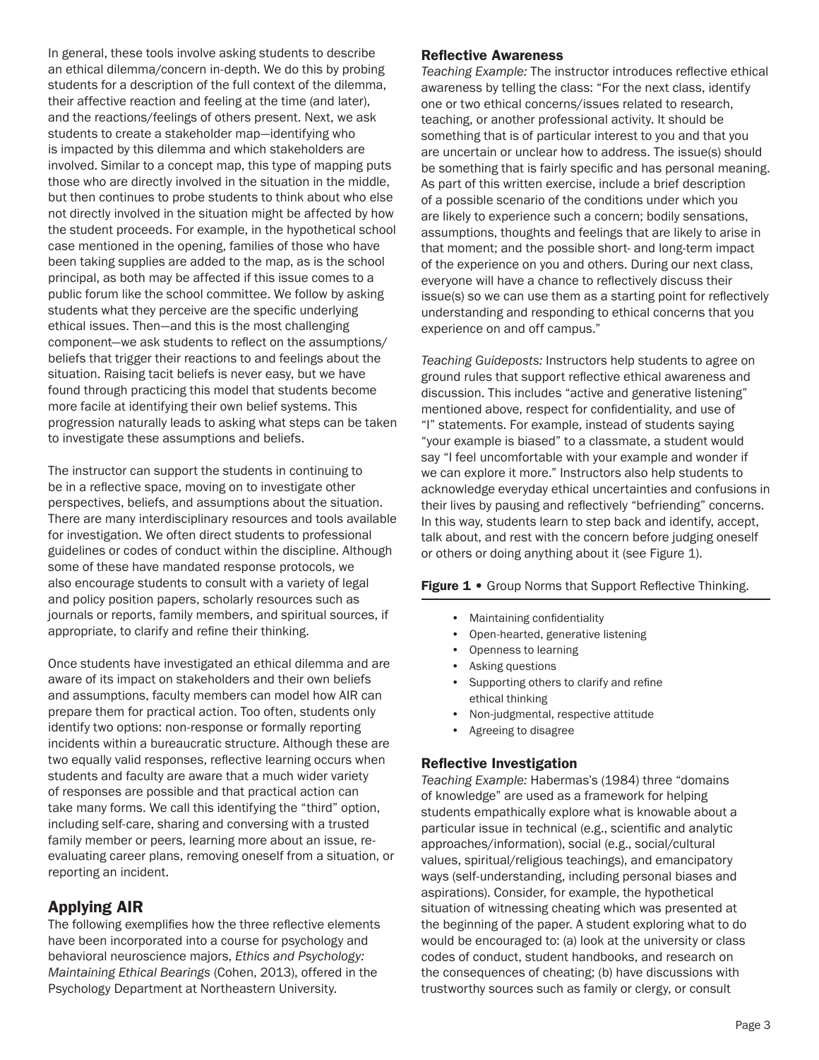In general, these tools involve asking students to describe an ethical dilemma/concern in-depth. We do this by probing students for a description of the full context of the dilemma, their affective reaction and feeling at the time (and later), and the reactions/feelings of others present. Next, we ask students to create a stakeholder map—identifying who is impacted by this dilemma and which stakeholders are involved. Similar to a concept map, this type of mapping puts those who are directly involved in the situation in the middle, but then continues to probe students to think about who else not directly involved in the situation might be affected by how the student proceeds. For example, in the hypothetical school case mentioned in the opening, families of those who have been taking supplies are added to the map, as is the school principal, as both may be affected if this issue comes to a public forum like the school committee. We follow by asking students what they perceive are the specific underlying ethical issues. Then—and this is the most challenging component—we ask students to reflect on the assumptions/beliefs that trigger their reactions to and feelings about the situation. Raising tacit beliefs is never easy, but we have found through practicing this model that students become more facile at identifying their own belief systems. This progression naturally leads to asking what steps can be taken to investigate these assumptions and beliefs.

The instructor can support the students in continuing to be in a reflective space, moving on to investigate other perspectives, beliefs, and assumptions about the situation. There are many interdisciplinary resources and tools available for investigation. We often direct students to professional guidelines or codes of conduct within the discipline. Although some of these have mandated response protocols, we also encourage students to consult with a variety of legal and policy position papers, scholarly resources such as journals or reports, family members, and spiritual sources, if appropriate, to clarify and refine their thinking.

Once students have investigated an ethical dilemma and are aware of its impact on stakeholders and their own beliefs and assumptions, faculty members can model how AIR can prepare them for practical action. Too often, students only identify two options: non-response or formally reporting incidents within a bureaucratic structure. Although these are two equally valid responses, reflective learning occurs when students and faculty are aware that a much wider variety of responses are possible and that practical action can take many forms. We call this identifying the "third" option, including self-care, sharing and conversing with a trusted family member or peers, learning more about an issue, re-evaluating career plans, removing oneself from a situation, or reporting an incident.

## Applying AIR

The following exemplifies how the three reflective elements have been incorporated into a course for psychology and behavioral neuroscience majors, *Ethics and Psychology: Maintaining Ethical Bearings* (Cohen, 2013), offered in the Psychology Department at Northeastern University.

### Reflective Awareness

*Teaching Example:* The instructor introduces reflective ethical awareness by telling the class: "For the next class, identify one or two ethical concerns/issues related to research, teaching, or another professional activity. It should be something that is of particular interest to you and that you are uncertain or unclear how to address. The issue(s) should be something that is fairly specific and has personal meaning. As part of this written exercise, include a brief description of a possible scenario of the conditions under which you are likely to experience such a concern; bodily sensations, assumptions, thoughts and feelings that are likely to arise in that moment; and the possible short- and long-term impact of the experience on you and others. During our next class, everyone will have a chance to reflectively discuss their issue(s) so we can use them as a starting point for reflectively understanding and responding to ethical concerns that you experience on and off campus."

*Teaching Guideposts:* Instructors help students to agree on ground rules that support reflective ethical awareness and discussion. This includes "active and generative listening" mentioned above, respect for confidentiality, and use of "I" statements. For example, instead of students saying "your example is biased" to a classmate, a student would say "I feel uncomfortable with your example and wonder if we can explore it more." Instructors also help students to acknowledge everyday ethical uncertainties and confusions in their lives by pausing and reflectively "befriending" concerns. In this way, students learn to step back and identify, accept, talk about, and rest with the concern before judging oneself or others or doing anything about it (see Figure 1).

**Figure 1** • Group Norms that Support Reflective Thinking.

- Maintaining confidentiality
- Open-hearted, generative listening
- Openness to learning
- Asking questions
- Supporting others to clarify and refine ethical thinking
- Non-judgmental, respective attitude
- Agreeing to disagree

### Reflective Investigation

*Teaching Example:* Habermas's (1984) three "domains of knowledge" are used as a framework for helping students empathically explore what is knowable about a particular issue in technical (e.g., scientific and analytic approaches/information), social (e.g., social/cultural values, spiritual/religious teachings), and emancipatory ways (self-understanding, including personal biases and aspirations). Consider, for example, the hypothetical situation of witnessing cheating which was presented at the beginning of the paper. A student exploring what to do would be encouraged to: (a) look at the university or class codes of conduct, student handbooks, and research on the consequences of cheating; (b) have discussions with trustworthy sources such as family or clergy, or consult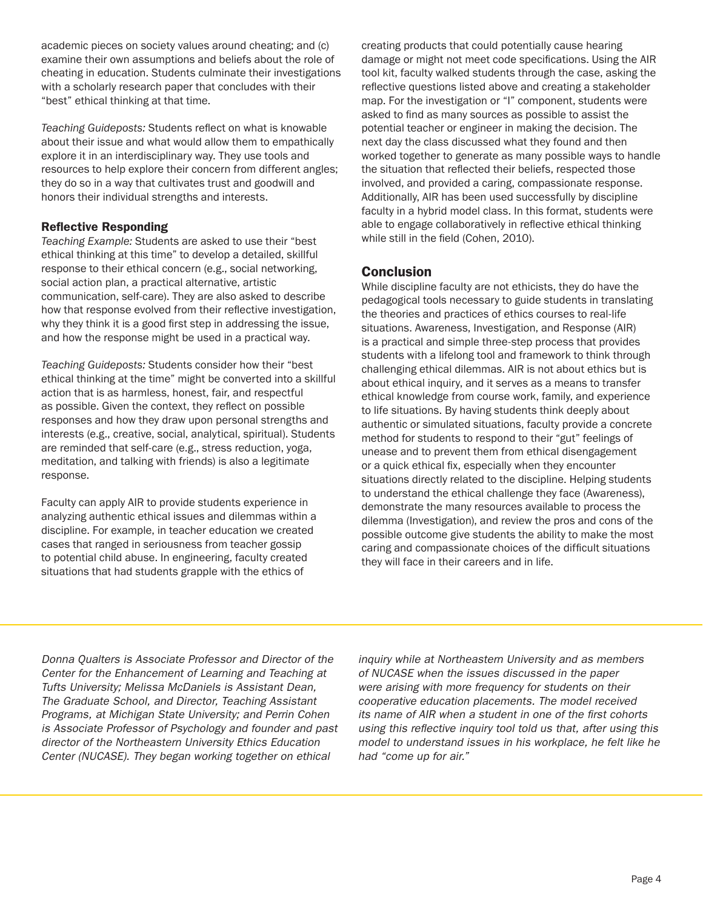academic pieces on society values around cheating; and (c) examine their own assumptions and beliefs about the role of cheating in education. Students culminate their investigations with a scholarly research paper that concludes with their "best" ethical thinking at that time.

*Teaching Guideposts:* Students reflect on what is knowable about their issue and what would allow them to empathically explore it in an interdisciplinary way. They use tools and resources to help explore their concern from different angles; they do so in a way that cultivates trust and goodwill and honors their individual strengths and interests.

### Reflective Responding

*Teaching Example:* Students are asked to use their "best ethical thinking at this time" to develop a detailed, skillful response to their ethical concern (e.g., social networking, social action plan, a practical alternative, artistic communication, self-care). They are also asked to describe how that response evolved from their reflective investigation, why they think it is a good first step in addressing the issue, and how the response might be used in a practical way.

*Teaching Guideposts:* Students consider how their "best ethical thinking at the time" might be converted into a skillful action that is as harmless, honest, fair, and respectful as possible. Given the context, they reflect on possible responses and how they draw upon personal strengths and interests (e.g., creative, social, analytical, spiritual). Students are reminded that self-care (e.g., stress reduction, yoga, meditation, and talking with friends) is also a legitimate response.

Faculty can apply AIR to provide students experience in analyzing authentic ethical issues and dilemmas within a discipline. For example, in teacher education we created cases that ranged in seriousness from teacher gossip to potential child abuse. In engineering, faculty created situations that had students grapple with the ethics of creating products that could potentially cause hearing damage or might not meet code specifications. Using the AIR tool kit, faculty walked students through the case, asking the reflective questions listed above and creating a stakeholder map. For the investigation or "I" component, students were asked to find as many sources as possible to assist the potential teacher or engineer in making the decision. The next day the class discussed what they found and then worked together to generate as many possible ways to handle the situation that reflected their beliefs, respected those involved, and provided a caring, compassionate response. Additionally, AIR has been used successfully by discipline faculty in a hybrid model class. In this format, students were able to engage collaboratively in reflective ethical thinking while still in the field (Cohen, 2010).

## Conclusion

While discipline faculty are not ethicists, they do have the pedagogical tools necessary to guide students in translating the theories and practices of ethics courses to real-life situations. Awareness, Investigation, and Response (AIR) is a practical and simple three-step process that provides students with a lifelong tool and framework to think through challenging ethical dilemmas. AIR is not about ethics but is about ethical inquiry, and it serves as a means to transfer ethical knowledge from course work, family, and experience to life situations. By having students think deeply about authentic or simulated situations, faculty provide a concrete method for students to respond to their "gut" feelings of unease and to prevent them from ethical disengagement or a quick ethical fix, especially when they encounter situations directly related to the discipline. Helping students to understand the ethical challenge they face (Awareness), demonstrate the many resources available to process the dilemma (Investigation), and review the pros and cons of the possible outcome give students the ability to make the most caring and compassionate choices of the difficult situations they will face in their careers and in life.

---

*Donna Qualters is Associate Professor and Director of the Center for the Enhancement of Learning and Teaching at Tufts University; Melissa McDaniels is Assistant Dean, The Graduate School, and Director, Teaching Assistant Programs, at Michigan State University; and Perrin Cohen is Associate Professor of Psychology and founder and past director of the Northeastern University Ethics Education Center (NUCASE). They began working together on ethical inquiry while at Northeastern University and as members of NUCASE when the issues discussed in the paper were arising with more frequency for students on their cooperative education placements. The model received its name of AIR when a student in one of the first cohorts using this reflective inquiry tool told us that, after using this model to understand issues in his workplace, he felt like he had "come up for air."*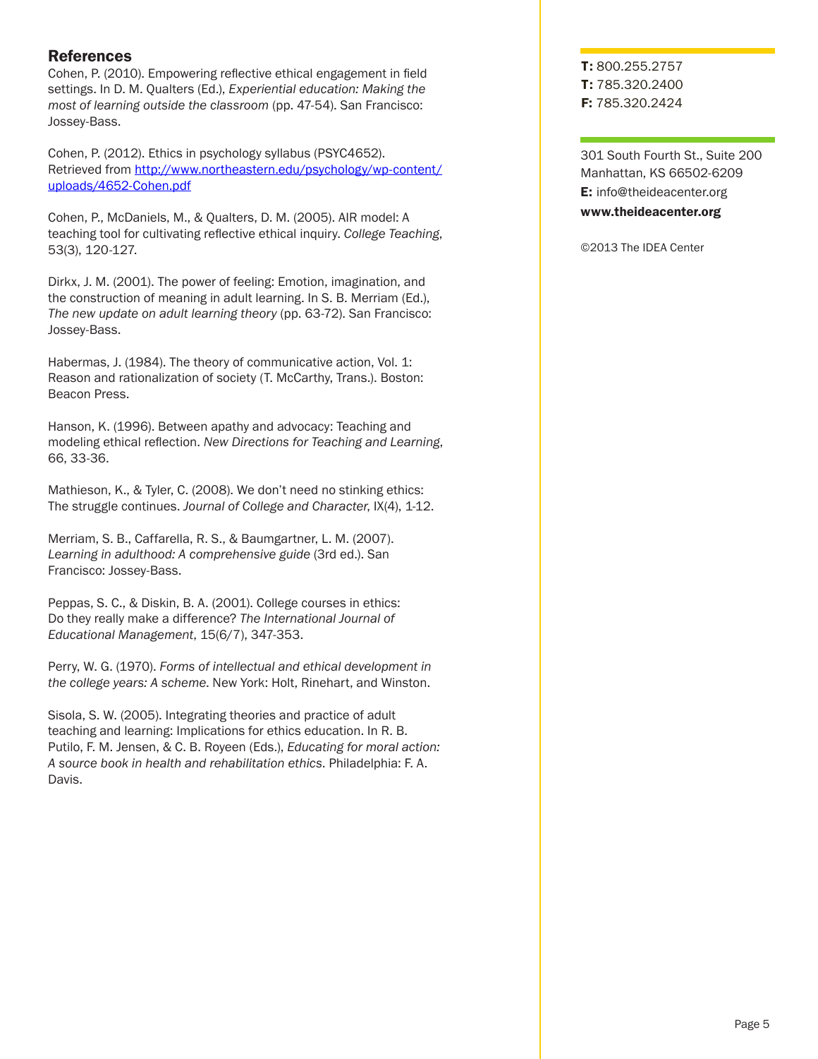## References

Cohen, P. (2010). Empowering reflective ethical engagement in field settings. In D. M. Qualters (Ed.), *Experiential education: Making the most of learning outside the classroom* (pp. 47-54). San Francisco: Jossey-Bass.

Cohen, P. (2012). Ethics in psychology syllabus (PSYC4652). Retrieved from [http://www.northeastern.edu/psychology/wp-content/uploads/4652-Cohen.pdf](http://www.northeastern.edu/psychology/wp-content/uploads/4652-Cohen.pdf)

Cohen, P., McDaniels, M., & Qualters, D. M. (2005). AIR model: A teaching tool for cultivating reflective ethical inquiry. *College Teaching*, 53(3), 120-127.

Dirkx, J. M. (2001). The power of feeling: Emotion, imagination, and the construction of meaning in adult learning. In S. B. Merriam (Ed.), *The new update on adult learning theory* (pp. 63-72). San Francisco: Jossey-Bass.

Habermas, J. (1984). The theory of communicative action, Vol. 1: Reason and rationalization of society (T. McCarthy, Trans.). Boston: Beacon Press.

Hanson, K. (1996). Between apathy and advocacy: Teaching and modeling ethical reflection. *New Directions for Teaching and Learning*, 66, 33-36.

Mathieson, K., & Tyler, C. (2008). We don't need no stinking ethics: The struggle continues. *Journal of College and Character*, IX(4), 1-12.

Merriam, S. B., Caffarella, R. S., & Baumgartner, L. M. (2007). *Learning in adulthood: A comprehensive guide* (3rd ed.). San Francisco: Jossey-Bass.

Peppas, S. C., & Diskin, B. A. (2001). College courses in ethics: Do they really make a difference? *The International Journal of Educational Management*, 15(6/7), 347-353.

Perry, W. G. (1970). *Forms of intellectual and ethical development in the college years: A scheme*. New York: Holt, Rinehart, and Winston.

Sisola, S. W. (2005). Integrating theories and practice of adult teaching and learning: Implications for ethics education. In R. B. Putilo, F. M. Jensen, & C. B. Royeen (Eds.), *Educating for moral action: A source book in health and rehabilitation ethics*. Philadelphia: F. A. Davis.

**T:** 800.255.2757
**T:** 785.320.2400
**F:** 785.320.2424

301 South Fourth St., Suite 200
Manhattan, KS 66502-6209
**E:** info@theideacenter.org
**www.theideacenter.org**

©2013 The IDEA Center